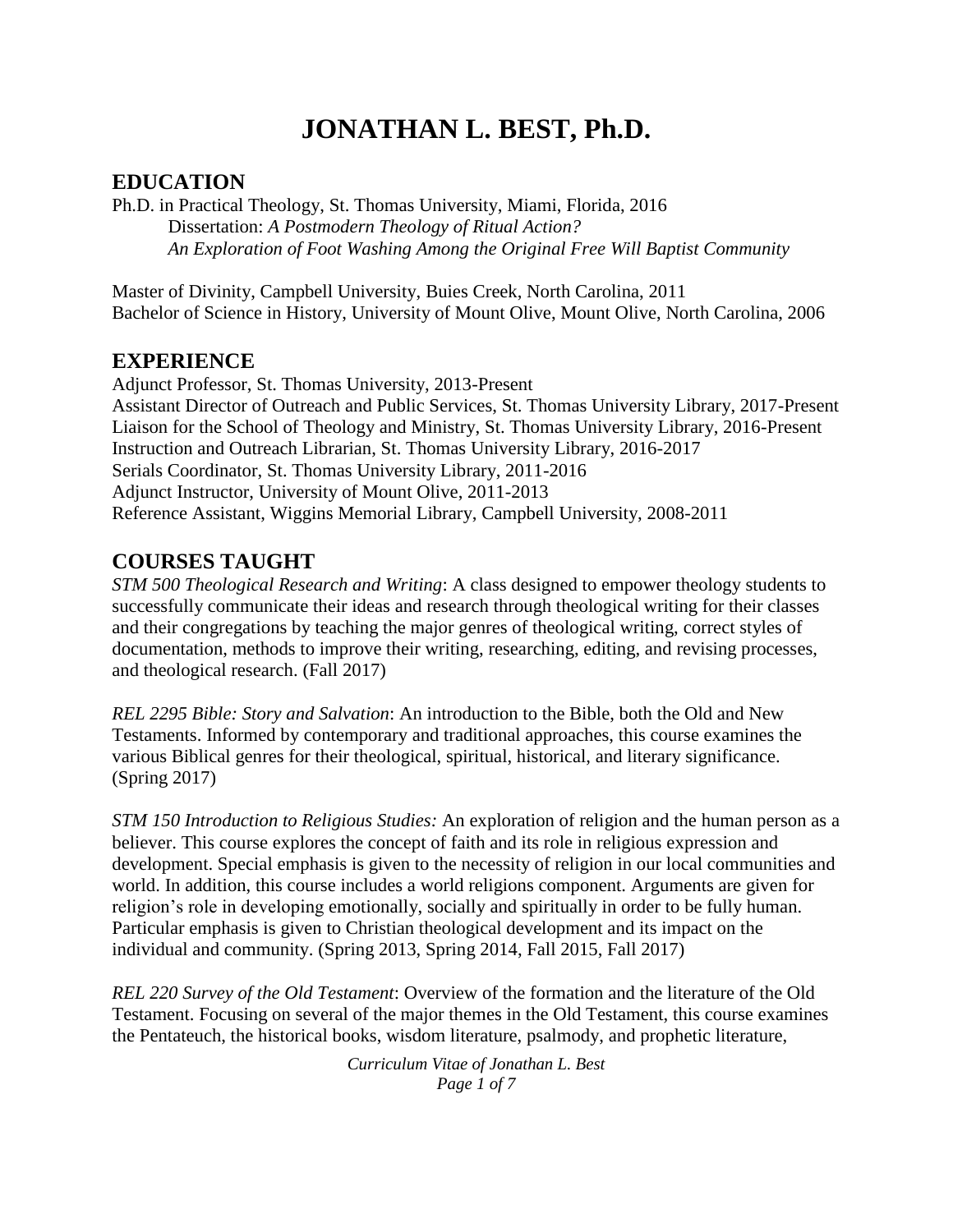# JONATHAN L. BEST, Ph.D.

## EDUCATION

Ph.D. in Practical Theology, St. Thomas University, Miami, Florida, 2016
Dissertation: *A Postmodern Theology of Ritual Action?*
*An Exploration of Foot Washing Among the Original Free Will Baptist Community*

Master of Divinity, Campbell University, Buies Creek, North Carolina, 2011
Bachelor of Science in History, University of Mount Olive, Mount Olive, North Carolina, 2006

## EXPERIENCE

Adjunct Professor, St. Thomas University, 2013-Present
Assistant Director of Outreach and Public Services, St. Thomas University Library, 2017-Present
Liaison for the School of Theology and Ministry, St. Thomas University Library, 2016-Present
Instruction and Outreach Librarian, St. Thomas University Library, 2016-2017
Serials Coordinator, St. Thomas University Library, 2011-2016
Adjunct Instructor, University of Mount Olive, 2011-2013
Reference Assistant, Wiggins Memorial Library, Campbell University, 2008-2011

## COURSES TAUGHT

*STM 500 Theological Research and Writing*: A class designed to empower theology students to successfully communicate their ideas and research through theological writing for their classes and their congregations by teaching the major genres of theological writing, correct styles of documentation, methods to improve their writing, researching, editing, and revising processes, and theological research. (Fall 2017)

*REL 2295 Bible: Story and Salvation*: An introduction to the Bible, both the Old and New Testaments. Informed by contemporary and traditional approaches, this course examines the various Biblical genres for their theological, spiritual, historical, and literary significance. (Spring 2017)

*STM 150 Introduction to Religious Studies:* An exploration of religion and the human person as a believer. This course explores the concept of faith and its role in religious expression and development. Special emphasis is given to the necessity of religion in our local communities and world. In addition, this course includes a world religions component. Arguments are given for religion's role in developing emotionally, socially and spiritually in order to be fully human. Particular emphasis is given to Christian theological development and its impact on the individual and community. (Spring 2013, Spring 2014, Fall 2015, Fall 2017)

*REL 220 Survey of the Old Testament*: Overview of the formation and the literature of the Old Testament. Focusing on several of the major themes in the Old Testament, this course examines the Pentateuch, the historical books, wisdom literature, psalmody, and prophetic literature,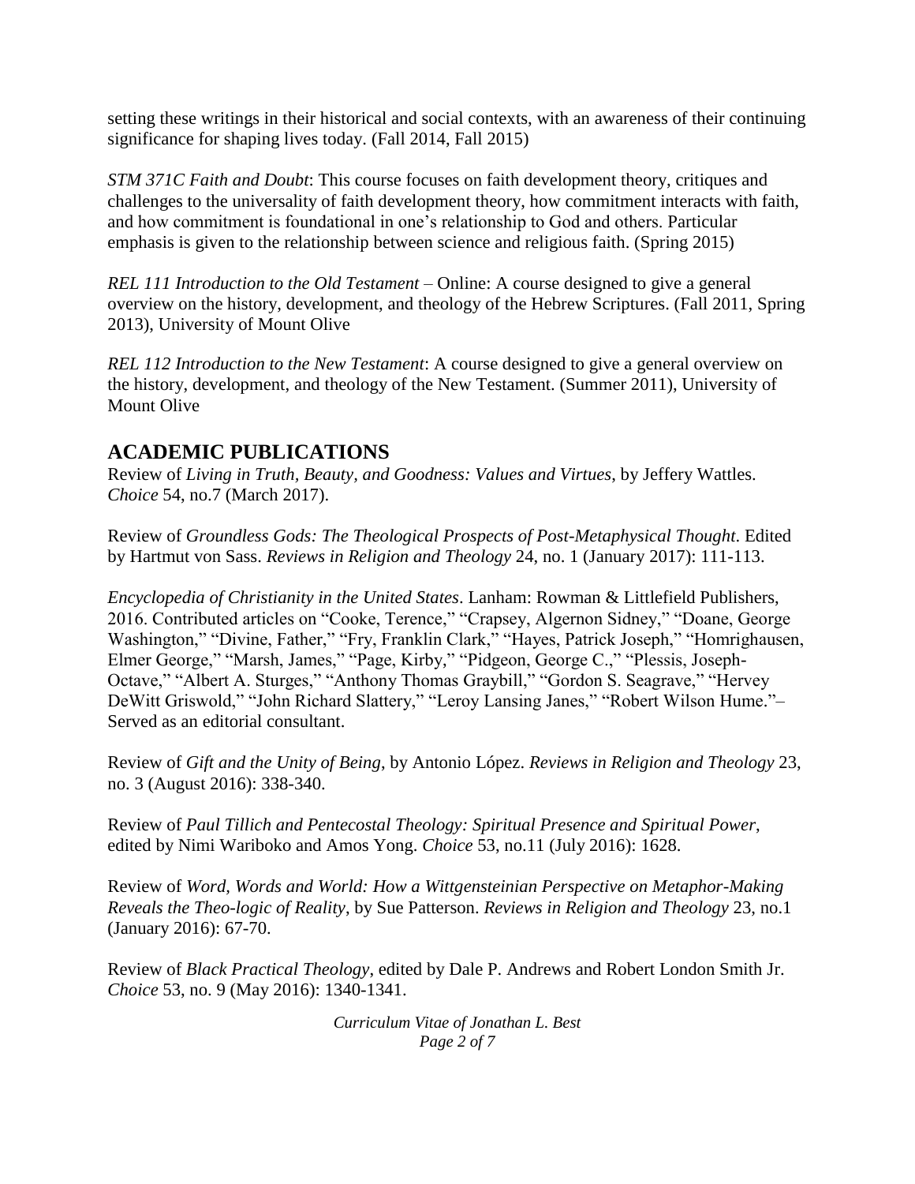setting these writings in their historical and social contexts, with an awareness of their continuing significance for shaping lives today. (Fall 2014, Fall 2015)

*STM 371C Faith and Doubt*: This course focuses on faith development theory, critiques and challenges to the universality of faith development theory, how commitment interacts with faith, and how commitment is foundational in one's relationship to God and others. Particular emphasis is given to the relationship between science and religious faith. (Spring 2015)

*REL 111 Introduction to the Old Testament* – Online: A course designed to give a general overview on the history, development, and theology of the Hebrew Scriptures. (Fall 2011, Spring 2013), University of Mount Olive

*REL 112 Introduction to the New Testament*: A course designed to give a general overview on the history, development, and theology of the New Testament. (Summer 2011), University of Mount Olive

## ACADEMIC PUBLICATIONS

Review of *Living in Truth, Beauty, and Goodness: Values and Virtues*, by Jeffery Wattles. *Choice* 54, no.7 (March 2017).

Review of *Groundless Gods: The Theological Prospects of Post-Metaphysical Thought*. Edited by Hartmut von Sass. *Reviews in Religion and Theology* 24, no. 1 (January 2017): 111-113.

*Encyclopedia of Christianity in the United States*. Lanham: Rowman & Littlefield Publishers, 2016. Contributed articles on "Cooke, Terence," "Crapsey, Algernon Sidney," "Doane, George Washington," "Divine, Father," "Fry, Franklin Clark," "Hayes, Patrick Joseph," "Homrighausen, Elmer George," "Marsh, James," "Page, Kirby," "Pidgeon, George C.," "Plessis, Joseph-Octave," "Albert A. Sturges," "Anthony Thomas Graybill," "Gordon S. Seagrave," "Hervey DeWitt Griswold," "John Richard Slattery," "Leroy Lansing Janes," "Robert Wilson Hume."– Served as an editorial consultant.

Review of *Gift and the Unity of Being*, by Antonio López. *Reviews in Religion and Theology* 23, no. 3 (August 2016): 338-340.

Review of *Paul Tillich and Pentecostal Theology: Spiritual Presence and Spiritual Power*, edited by Nimi Wariboko and Amos Yong. *Choice* 53, no.11 (July 2016): 1628.

Review of *Word, Words and World: How a Wittgensteinian Perspective on Metaphor-Making Reveals the Theo-logic of Reality*, by Sue Patterson. *Reviews in Religion and Theology* 23, no.1 (January 2016): 67-70.

Review of *Black Practical Theology*, edited by Dale P. Andrews and Robert London Smith Jr. *Choice* 53, no. 9 (May 2016): 1340-1341.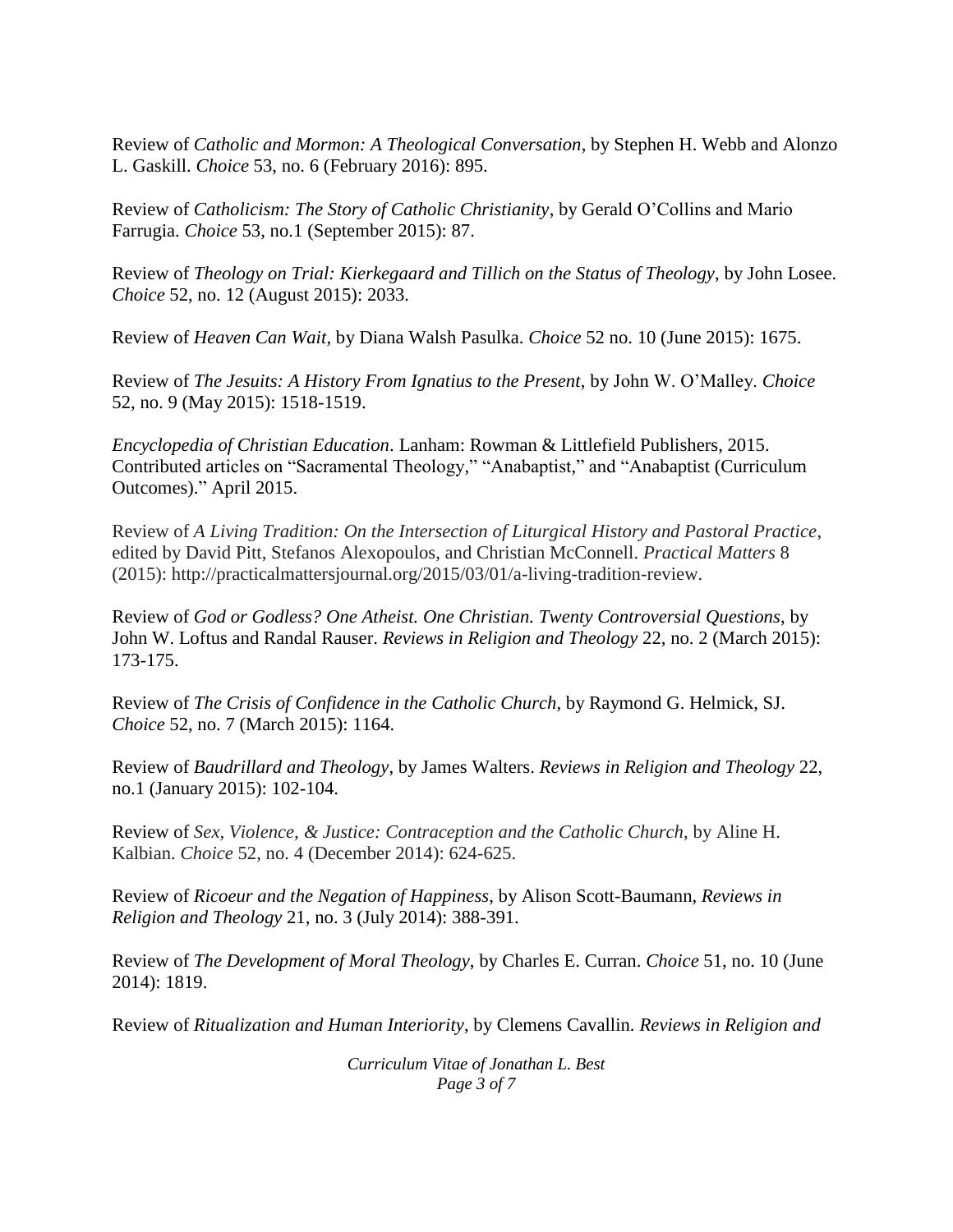Review of *Catholic and Mormon: A Theological Conversation*, by Stephen H. Webb and Alonzo L. Gaskill. *Choice* 53, no. 6 (February 2016): 895.

Review of *Catholicism: The Story of Catholic Christianity*, by Gerald O'Collins and Mario Farrugia. *Choice* 53, no.1 (September 2015): 87.

Review of *Theology on Trial: Kierkegaard and Tillich on the Status of Theology*, by John Losee. *Choice* 52, no. 12 (August 2015): 2033.

Review of *Heaven Can Wait*, by Diana Walsh Pasulka. *Choice* 52 no. 10 (June 2015): 1675.

Review of *The Jesuits: A History From Ignatius to the Present*, by John W. O'Malley. *Choice* 52, no. 9 (May 2015): 1518-1519.

*Encyclopedia of Christian Education*. Lanham: Rowman & Littlefield Publishers, 2015. Contributed articles on "Sacramental Theology," "Anabaptist," and "Anabaptist (Curriculum Outcomes)." April 2015.

Review of *A Living Tradition: On the Intersection of Liturgical History and Pastoral Practice*, edited by David Pitt, Stefanos Alexopoulos, and Christian McConnell. *Practical Matters* 8 (2015): http://practicalmattersjournal.org/2015/03/01/a-living-tradition-review.

Review of *God or Godless? One Atheist. One Christian. Twenty Controversial Questions*, by John W. Loftus and Randal Rauser. *Reviews in Religion and Theology* 22, no. 2 (March 2015): 173-175.

Review of *The Crisis of Confidence in the Catholic Church*, by Raymond G. Helmick, SJ. *Choice* 52, no. 7 (March 2015): 1164.

Review of *Baudrillard and Theology*, by James Walters. *Reviews in Religion and Theology* 22, no.1 (January 2015): 102-104.

Review of *Sex, Violence, & Justice: Contraception and the Catholic Church*, by Aline H. Kalbian. *Choice* 52, no. 4 (December 2014): 624-625.

Review of *Ricoeur and the Negation of Happiness*, by Alison Scott-Baumann, *Reviews in Religion and Theology* 21, no. 3 (July 2014): 388-391.

Review of *The Development of Moral Theology*, by Charles E. Curran. *Choice* 51, no. 10 (June 2014): 1819.

Review of *Ritualization and Human Interiority*, by Clemens Cavallin. *Reviews in Religion and*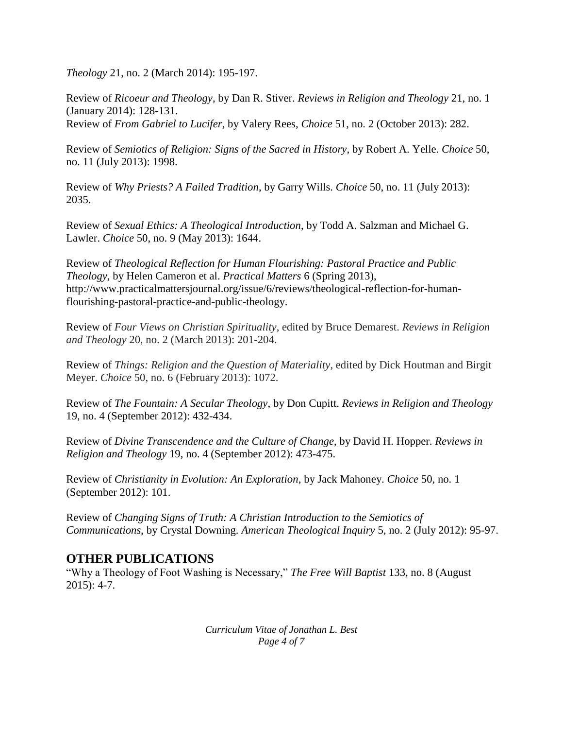*Theology* 21, no. 2 (March 2014): 195-197.

Review of *Ricoeur and Theology*, by Dan R. Stiver. *Reviews in Religion and Theology* 21, no. 1 (January 2014): 128-131.
Review of *From Gabriel to Lucifer*, by Valery Rees, *Choice* 51, no. 2 (October 2013): 282.

Review of *Semiotics of Religion: Signs of the Sacred in History*, by Robert A. Yelle. *Choice* 50, no. 11 (July 2013): 1998.

Review of *Why Priests? A Failed Tradition*, by Garry Wills. *Choice* 50, no. 11 (July 2013): 2035.

Review of *Sexual Ethics: A Theological Introduction*, by Todd A. Salzman and Michael G. Lawler. *Choice* 50, no. 9 (May 2013): 1644.

Review of *Theological Reflection for Human Flourishing: Pastoral Practice and Public Theology*, by Helen Cameron et al. *Practical Matters* 6 (Spring 2013), http://www.practicalmattersjournal.org/issue/6/reviews/theological-reflection-for-human-flourishing-pastoral-practice-and-public-theology.

Review of *Four Views on Christian Spirituality*, edited by Bruce Demarest. *Reviews in Religion and Theology* 20, no. 2 (March 2013): 201-204.

Review of *Things: Religion and the Question of Materiality*, edited by Dick Houtman and Birgit Meyer. *Choice* 50, no. 6 (February 2013): 1072.

Review of *The Fountain: A Secular Theology*, by Don Cupitt. *Reviews in Religion and Theology* 19, no. 4 (September 2012): 432-434.

Review of *Divine Transcendence and the Culture of Change*, by David H. Hopper. *Reviews in Religion and Theology* 19, no. 4 (September 2012): 473-475.

Review of *Christianity in Evolution: An Exploration*, by Jack Mahoney. *Choice* 50, no. 1 (September 2012): 101.

Review of *Changing Signs of Truth: A Christian Introduction to the Semiotics of Communications*, by Crystal Downing. *American Theological Inquiry* 5, no. 2 (July 2012): 95-97.

## OTHER PUBLICATIONS

"Why a Theology of Foot Washing is Necessary," *The Free Will Baptist* 133, no. 8 (August 2015): 4-7.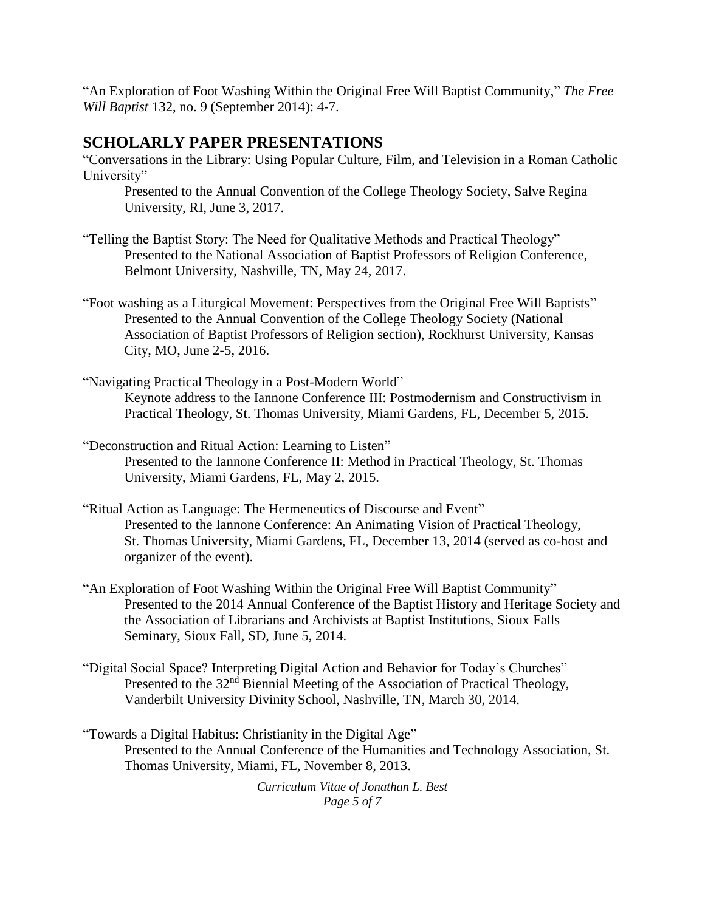"An Exploration of Foot Washing Within the Original Free Will Baptist Community," *The Free Will Baptist* 132, no. 9 (September 2014): 4-7.

## SCHOLARLY PAPER PRESENTATIONS

"Conversations in the Library: Using Popular Culture, Film, and Television in a Roman Catholic University"

Presented to the Annual Convention of the College Theology Society, Salve Regina University, RI, June 3, 2017.

"Telling the Baptist Story: The Need for Qualitative Methods and Practical Theology"

Presented to the National Association of Baptist Professors of Religion Conference, Belmont University, Nashville, TN, May 24, 2017.

"Foot washing as a Liturgical Movement: Perspectives from the Original Free Will Baptists"

Presented to the Annual Convention of the College Theology Society (National Association of Baptist Professors of Religion section), Rockhurst University, Kansas City, MO, June 2-5, 2016.

"Navigating Practical Theology in a Post-Modern World"

Keynote address to the Iannone Conference III: Postmodernism and Constructivism in Practical Theology, St. Thomas University, Miami Gardens, FL, December 5, 2015.

"Deconstruction and Ritual Action: Learning to Listen"

Presented to the Iannone Conference II: Method in Practical Theology, St. Thomas University, Miami Gardens, FL, May 2, 2015.

"Ritual Action as Language: The Hermeneutics of Discourse and Event"

Presented to the Iannone Conference: An Animating Vision of Practical Theology, St. Thomas University, Miami Gardens, FL, December 13, 2014 (served as co-host and organizer of the event).

"An Exploration of Foot Washing Within the Original Free Will Baptist Community"

Presented to the 2014 Annual Conference of the Baptist History and Heritage Society and the Association of Librarians and Archivists at Baptist Institutions, Sioux Falls Seminary, Sioux Fall, SD, June 5, 2014.

"Digital Social Space? Interpreting Digital Action and Behavior for Today's Churches"

Presented to the 32nd Biennial Meeting of the Association of Practical Theology, Vanderbilt University Divinity School, Nashville, TN, March 30, 2014.

"Towards a Digital Habitus: Christianity in the Digital Age"

Presented to the Annual Conference of the Humanities and Technology Association, St. Thomas University, Miami, FL, November 8, 2013.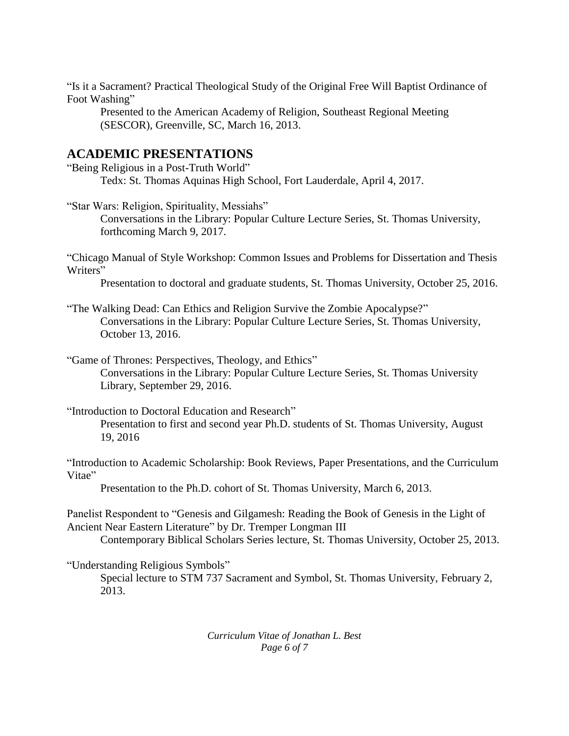"Is it a Sacrament? Practical Theological Study of the Original Free Will Baptist Ordinance of Foot Washing"

Presented to the American Academy of Religion, Southeast Regional Meeting (SESCOR), Greenville, SC, March 16, 2013.

## ACADEMIC PRESENTATIONS

"Being Religious in a Post-Truth World"

Tedx: St. Thomas Aquinas High School, Fort Lauderdale, April 4, 2017.

"Star Wars: Religion, Spirituality, Messiahs"

Conversations in the Library: Popular Culture Lecture Series, St. Thomas University, forthcoming March 9, 2017.

"Chicago Manual of Style Workshop: Common Issues and Problems for Dissertation and Thesis Writers"

Presentation to doctoral and graduate students, St. Thomas University, October 25, 2016.

"The Walking Dead: Can Ethics and Religion Survive the Zombie Apocalypse?"

Conversations in the Library: Popular Culture Lecture Series, St. Thomas University, October 13, 2016.

"Game of Thrones: Perspectives, Theology, and Ethics"

Conversations in the Library: Popular Culture Lecture Series, St. Thomas University Library, September 29, 2016.

"Introduction to Doctoral Education and Research"

Presentation to first and second year Ph.D. students of St. Thomas University, August 19, 2016

"Introduction to Academic Scholarship: Book Reviews, Paper Presentations, and the Curriculum Vitae"

Presentation to the Ph.D. cohort of St. Thomas University, March 6, 2013.

Panelist Respondent to "Genesis and Gilgamesh: Reading the Book of Genesis in the Light of Ancient Near Eastern Literature" by Dr. Tremper Longman III

Contemporary Biblical Scholars Series lecture, St. Thomas University, October 25, 2013.

"Understanding Religious Symbols"

Special lecture to STM 737 Sacrament and Symbol, St. Thomas University, February 2, 2013.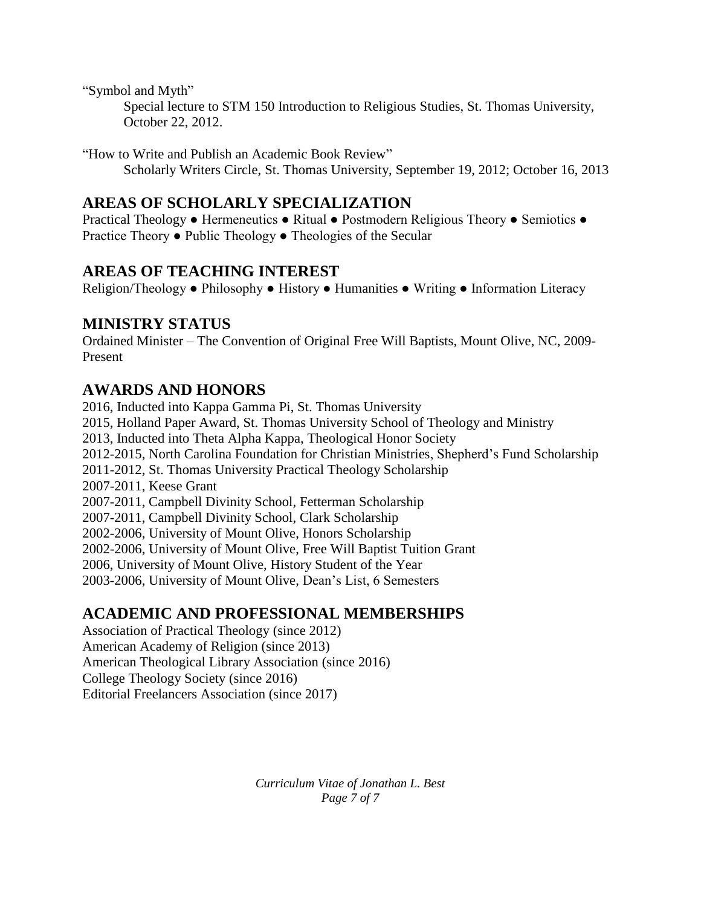"Symbol and Myth"

Special lecture to STM 150 Introduction to Religious Studies, St. Thomas University, October 22, 2012.

"How to Write and Publish an Academic Book Review"

Scholarly Writers Circle, St. Thomas University, September 19, 2012; October 16, 2013

## AREAS OF SCHOLARLY SPECIALIZATION

Practical Theology ● Hermeneutics ● Ritual ● Postmodern Religious Theory ● Semiotics ● Practice Theory ● Public Theology ● Theologies of the Secular

## AREAS OF TEACHING INTEREST

Religion/Theology ● Philosophy ● History ● Humanities ● Writing ● Information Literacy

## MINISTRY STATUS

Ordained Minister – The Convention of Original Free Will Baptists, Mount Olive, NC, 2009-Present

## AWARDS AND HONORS

2016, Inducted into Kappa Gamma Pi, St. Thomas University
2015, Holland Paper Award, St. Thomas University School of Theology and Ministry
2013, Inducted into Theta Alpha Kappa, Theological Honor Society
2012-2015, North Carolina Foundation for Christian Ministries, Shepherd's Fund Scholarship
2011-2012, St. Thomas University Practical Theology Scholarship
2007-2011, Keese Grant
2007-2011, Campbell Divinity School, Fetterman Scholarship
2007-2011, Campbell Divinity School, Clark Scholarship
2002-2006, University of Mount Olive, Honors Scholarship
2002-2006, University of Mount Olive, Free Will Baptist Tuition Grant
2006, University of Mount Olive, History Student of the Year
2003-2006, University of Mount Olive, Dean's List, 6 Semesters

## ACADEMIC AND PROFESSIONAL MEMBERSHIPS

Association of Practical Theology (since 2012)
American Academy of Religion (since 2013)
American Theological Library Association (since 2016)
College Theology Society (since 2016)
Editorial Freelancers Association (since 2017)